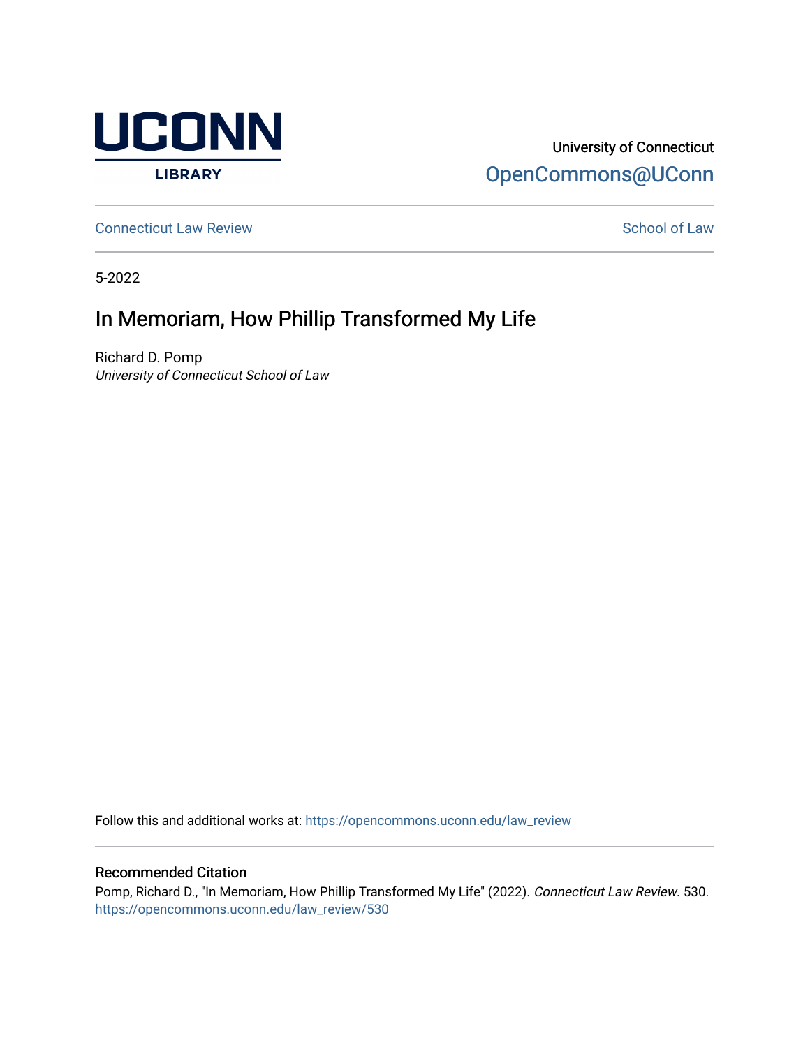University of Connecticut
OpenCommons@UConn

Connecticut Law Review

School of Law

5-2022

# In Memoriam, How Phillip Transformed My Life

Richard D. Pomp
*University of Connecticut School of Law*

Follow this and additional works at: https://opencommons.uconn.edu/law_review

## Recommended Citation

Pomp, Richard D., "In Memoriam, How Phillip Transformed My Life" (2022). *Connecticut Law Review*. 530.
https://opencommons.uconn.edu/law_review/530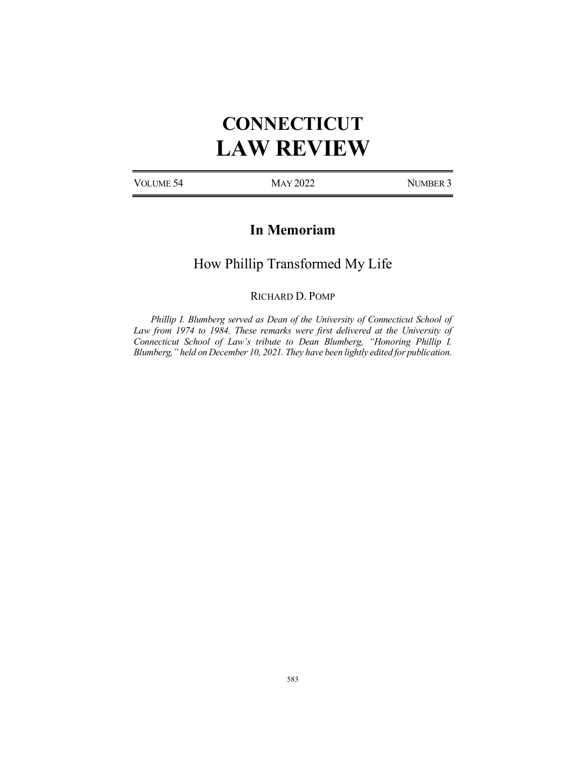# CONNECTICUT LAW REVIEW

VOLUME 54 | MAY 2022 | NUMBER 3

## In Memoriam

### How Phillip Transformed My Life

RICHARD D. POMP

*Phillip I. Blumberg served as Dean of the University of Connecticut School of Law from 1974 to 1984. These remarks were first delivered at the University of Connecticut School of Law's tribute to Dean Blumberg, "Honoring Phillip I. Blumberg," held on December 10, 2021. They have been lightly edited for publication.*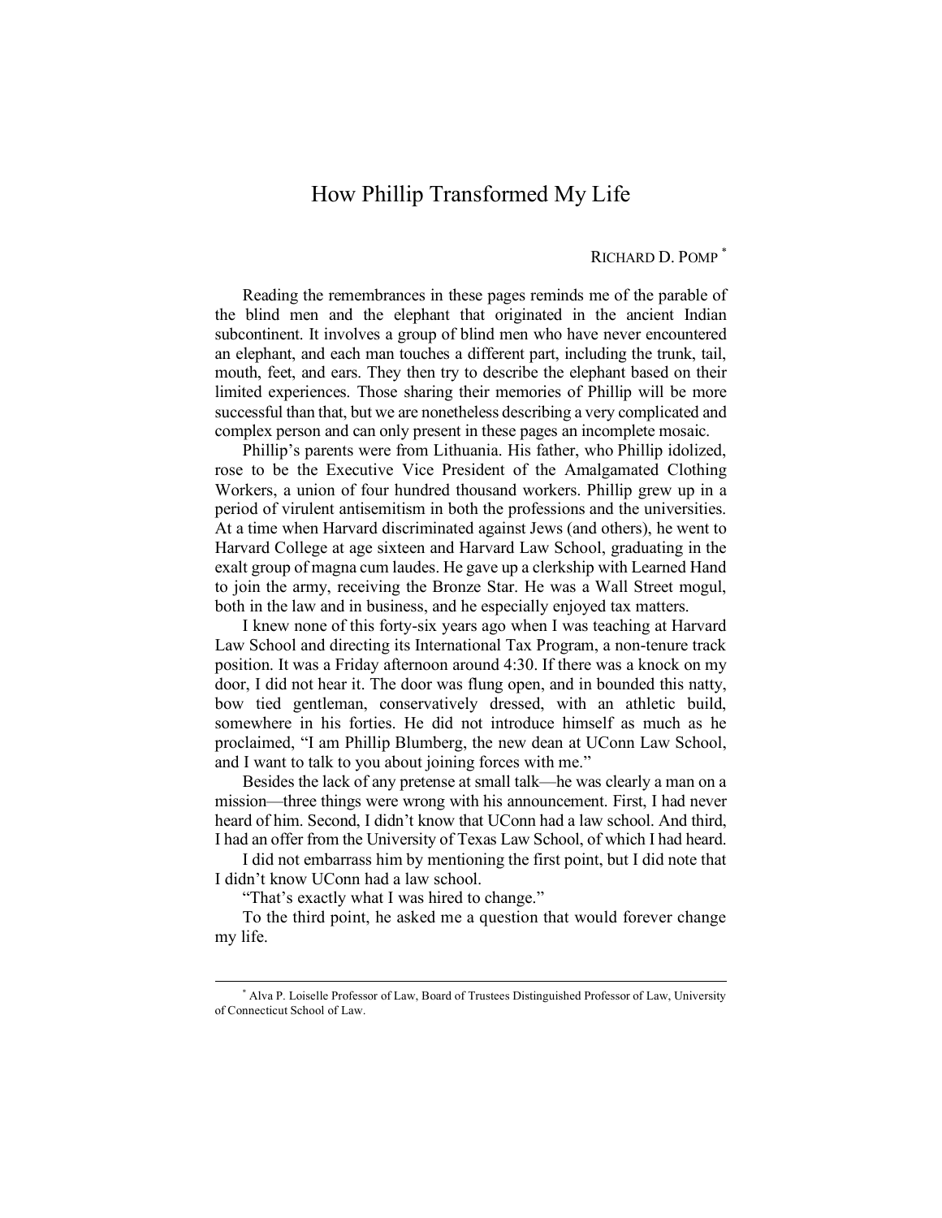# How Phillip Transformed My Life

RICHARD D. POMP [*]

Reading the remembrances in these pages reminds me of the parable of the blind men and the elephant that originated in the ancient Indian subcontinent. It involves a group of blind men who have never encountered an elephant, and each man touches a different part, including the trunk, tail, mouth, feet, and ears. They then try to describe the elephant based on their limited experiences. Those sharing their memories of Phillip will be more successful than that, but we are nonetheless describing a very complicated and complex person and can only present in these pages an incomplete mosaic.

Phillip's parents were from Lithuania. His father, who Phillip idolized, rose to be the Executive Vice President of the Amalgamated Clothing Workers, a union of four hundred thousand workers. Phillip grew up in a period of virulent antisemitism in both the professions and the universities. At a time when Harvard discriminated against Jews (and others), he went to Harvard College at age sixteen and Harvard Law School, graduating in the exalt group of magna cum laudes. He gave up a clerkship with Learned Hand to join the army, receiving the Bronze Star. He was a Wall Street mogul, both in the law and in business, and he especially enjoyed tax matters.

I knew none of this forty-six years ago when I was teaching at Harvard Law School and directing its International Tax Program, a non-tenure track position. It was a Friday afternoon around 4:30. If there was a knock on my door, I did not hear it. The door was flung open, and in bounded this natty, bow tied gentleman, conservatively dressed, with an athletic build, somewhere in his forties. He did not introduce himself as much as he proclaimed, "I am Phillip Blumberg, the new dean at UConn Law School, and I want to talk to you about joining forces with me."

Besides the lack of any pretense at small talk—he was clearly a man on a mission—three things were wrong with his announcement. First, I had never heard of him. Second, I didn't know that UConn had a law school. And third, I had an offer from the University of Texas Law School, of which I had heard.

I did not embarrass him by mentioning the first point, but I did note that I didn't know UConn had a law school.

"That's exactly what I was hired to change."

To the third point, he asked me a question that would forever change my life.

[*] Alva P. Loiselle Professor of Law, Board of Trustees Distinguished Professor of Law, University of Connecticut School of Law.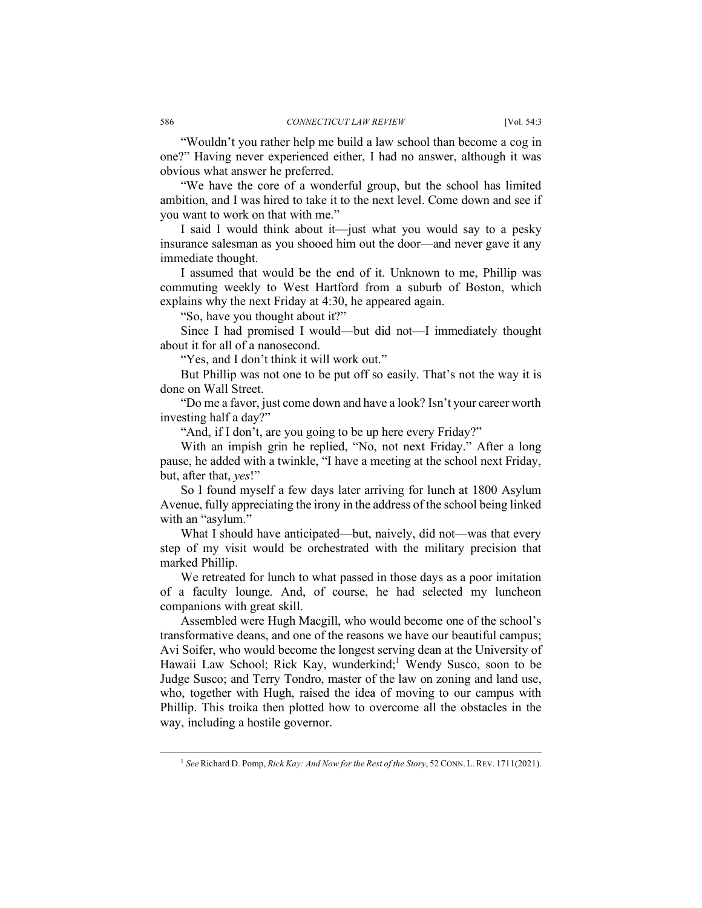"Wouldn't you rather help me build a law school than become a cog in one?" Having never experienced either, I had no answer, although it was obvious what answer he preferred.

"We have the core of a wonderful group, but the school has limited ambition, and I was hired to take it to the next level. Come down and see if you want to work on that with me."

I said I would think about it—just what you would say to a pesky insurance salesman as you shooed him out the door—and never gave it any immediate thought.

I assumed that would be the end of it. Unknown to me, Phillip was commuting weekly to West Hartford from a suburb of Boston, which explains why the next Friday at 4:30, he appeared again.

"So, have you thought about it?"

Since I had promised I would—but did not—I immediately thought about it for all of a nanosecond.

"Yes, and I don't think it will work out."

But Phillip was not one to be put off so easily. That's not the way it is done on Wall Street.

"Do me a favor, just come down and have a look? Isn't your career worth investing half a day?"

"And, if I don't, are you going to be up here every Friday?"

With an impish grin he replied, "No, not next Friday." After a long pause, he added with a twinkle, "I have a meeting at the school next Friday, but, after that, *yes*!"

So I found myself a few days later arriving for lunch at 1800 Asylum Avenue, fully appreciating the irony in the address of the school being linked with an "asylum."

What I should have anticipated—but, naively, did not—was that every step of my visit would be orchestrated with the military precision that marked Phillip.

We retreated for lunch to what passed in those days as a poor imitation of a faculty lounge. And, of course, he had selected my luncheon companions with great skill.

Assembled were Hugh Macgill, who would become one of the school's transformative deans, and one of the reasons we have our beautiful campus; Avi Soifer, who would become the longest serving dean at the University of Hawaii Law School; Rick Kay, wunderkind;[1] Wendy Susco, soon to be Judge Susco; and Terry Tondro, master of the law on zoning and land use, who, together with Hugh, raised the idea of moving to our campus with Phillip. This troika then plotted how to overcome all the obstacles in the way, including a hostile governor.

[1] *See* Richard D. Pomp, *Rick Kay: And Now for the Rest of the Story*, 52 CONN. L. REV. 1711(2021).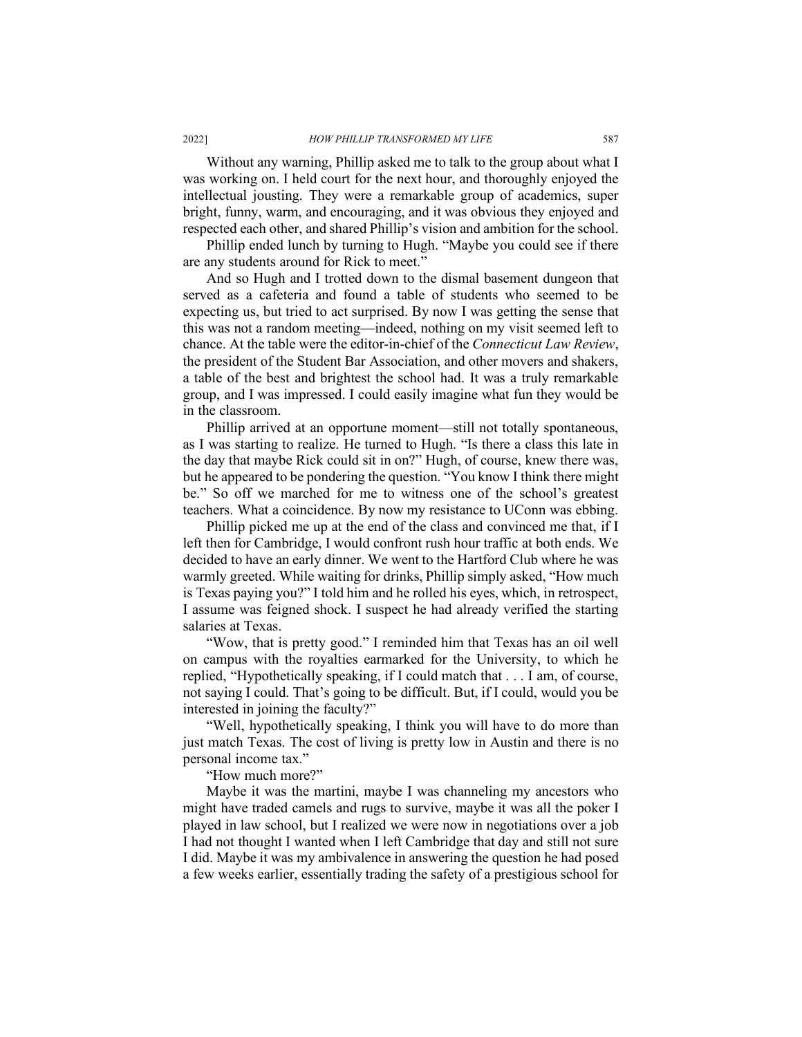Without any warning, Phillip asked me to talk to the group about what I was working on. I held court for the next hour, and thoroughly enjoyed the intellectual jousting. They were a remarkable group of academics, super bright, funny, warm, and encouraging, and it was obvious they enjoyed and respected each other, and shared Phillip's vision and ambition for the school.

Phillip ended lunch by turning to Hugh. "Maybe you could see if there are any students around for Rick to meet."

And so Hugh and I trotted down to the dismal basement dungeon that served as a cafeteria and found a table of students who seemed to be expecting us, but tried to act surprised. By now I was getting the sense that this was not a random meeting—indeed, nothing on my visit seemed left to chance. At the table were the editor-in-chief of the *Connecticut Law Review*, the president of the Student Bar Association, and other movers and shakers, a table of the best and brightest the school had. It was a truly remarkable group, and I was impressed. I could easily imagine what fun they would be in the classroom.

Phillip arrived at an opportune moment—still not totally spontaneous, as I was starting to realize. He turned to Hugh. "Is there a class this late in the day that maybe Rick could sit in on?" Hugh, of course, knew there was, but he appeared to be pondering the question. "You know I think there might be." So off we marched for me to witness one of the school's greatest teachers. What a coincidence. By now my resistance to UConn was ebbing.

Phillip picked me up at the end of the class and convinced me that, if I left then for Cambridge, I would confront rush hour traffic at both ends. We decided to have an early dinner. We went to the Hartford Club where he was warmly greeted. While waiting for drinks, Phillip simply asked, "How much is Texas paying you?" I told him and he rolled his eyes, which, in retrospect, I assume was feigned shock. I suspect he had already verified the starting salaries at Texas.

"Wow, that is pretty good." I reminded him that Texas has an oil well on campus with the royalties earmarked for the University, to which he replied, "Hypothetically speaking, if I could match that . . . I am, of course, not saying I could. That's going to be difficult. But, if I could, would you be interested in joining the faculty?"

"Well, hypothetically speaking, I think you will have to do more than just match Texas. The cost of living is pretty low in Austin and there is no personal income tax."

"How much more?"

Maybe it was the martini, maybe I was channeling my ancestors who might have traded camels and rugs to survive, maybe it was all the poker I played in law school, but I realized we were now in negotiations over a job I had not thought I wanted when I left Cambridge that day and still not sure I did. Maybe it was my ambivalence in answering the question he had posed a few weeks earlier, essentially trading the safety of a prestigious school for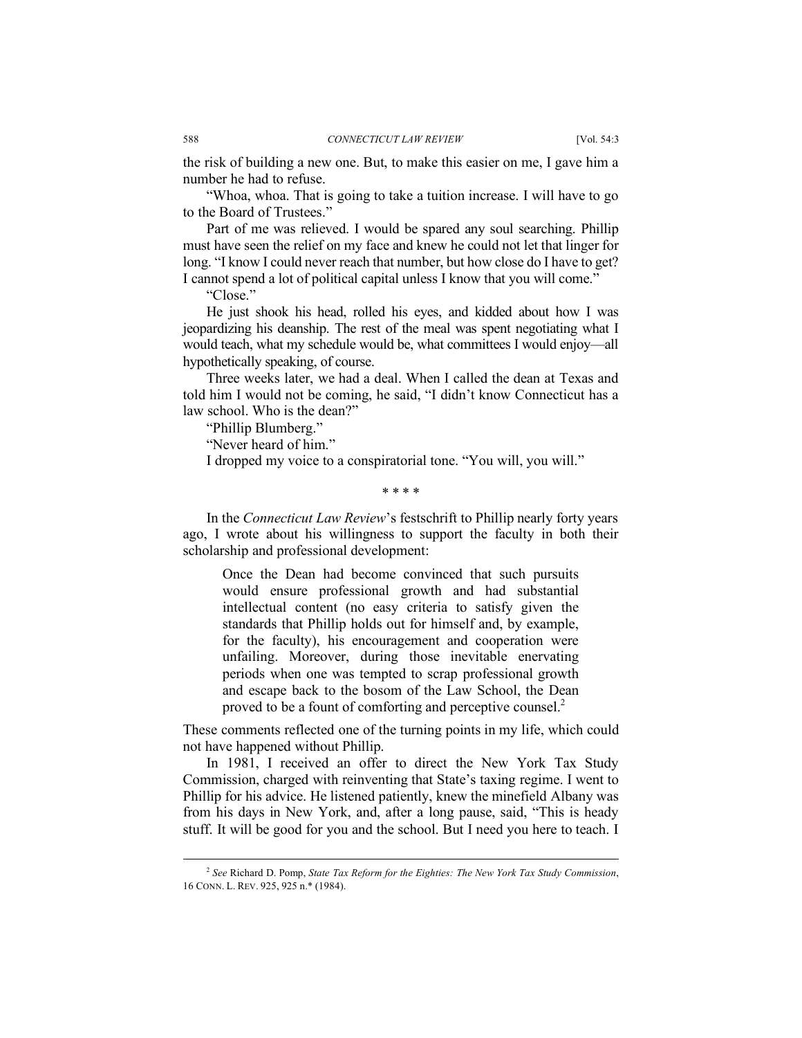the risk of building a new one. But, to make this easier on me, I gave him a number he had to refuse.

"Whoa, whoa. That is going to take a tuition increase. I will have to go to the Board of Trustees."

Part of me was relieved. I would be spared any soul searching. Phillip must have seen the relief on my face and knew he could not let that linger for long. "I know I could never reach that number, but how close do I have to get? I cannot spend a lot of political capital unless I know that you will come."

"Close."

He just shook his head, rolled his eyes, and kidded about how I was jeopardizing his deanship. The rest of the meal was spent negotiating what I would teach, what my schedule would be, what committees I would enjoy—all hypothetically speaking, of course.

Three weeks later, we had a deal. When I called the dean at Texas and told him I would not be coming, he said, "I didn't know Connecticut has a law school. Who is the dean?"

"Phillip Blumberg."

"Never heard of him."

I dropped my voice to a conspiratorial tone. "You will, you will."

\* \* \* \*

In the *Connecticut Law Review*'s festschrift to Phillip nearly forty years ago, I wrote about his willingness to support the faculty in both their scholarship and professional development:

> Once the Dean had become convinced that such pursuits would ensure professional growth and had substantial intellectual content (no easy criteria to satisfy given the standards that Phillip holds out for himself and, by example, for the faculty), his encouragement and cooperation were unfailing. Moreover, during those inevitable enervating periods when one was tempted to scrap professional growth and escape back to the bosom of the Law School, the Dean proved to be a fount of comforting and perceptive counsel.[2]

These comments reflected one of the turning points in my life, which could not have happened without Phillip.

In 1981, I received an offer to direct the New York Tax Study Commission, charged with reinventing that State's taxing regime. I went to Phillip for his advice. He listened patiently, knew the minefield Albany was from his days in New York, and, after a long pause, said, "This is heady stuff. It will be good for you and the school. But I need you here to teach. I

---

[2] *See* Richard D. Pomp, *State Tax Reform for the Eighties: The New York Tax Study Commission*, 16 CONN. L. REV. 925, 925 n.* (1984).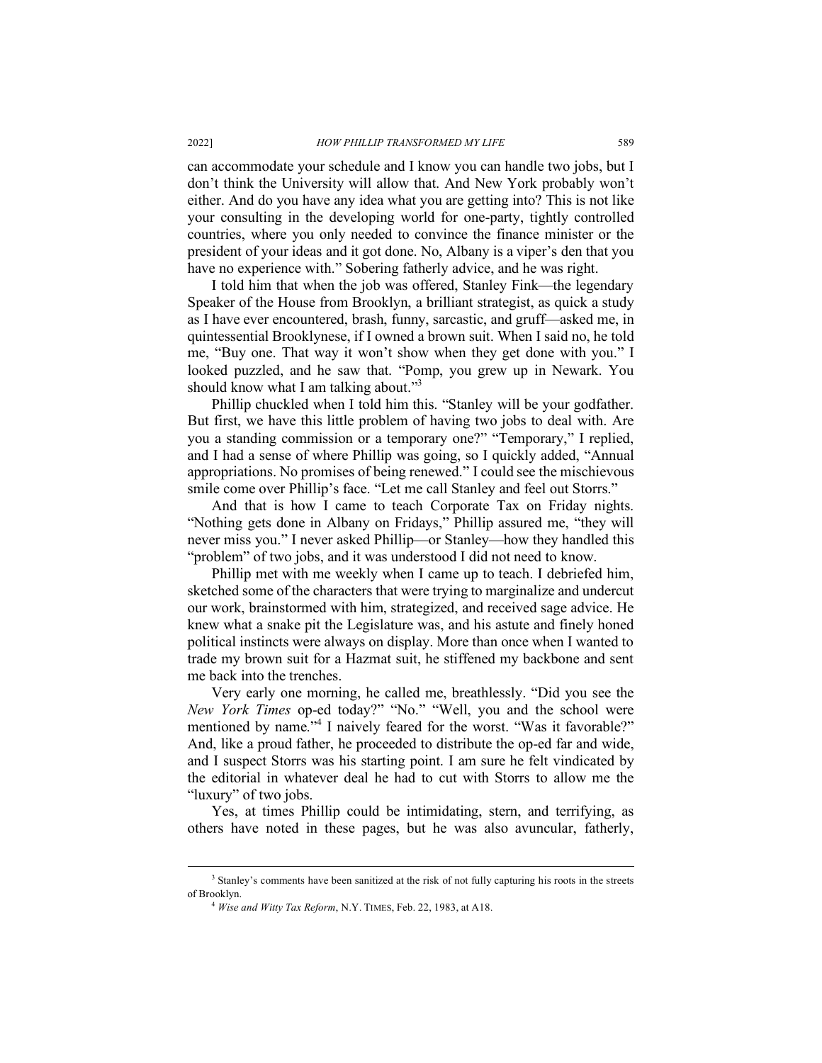can accommodate your schedule and I know you can handle two jobs, but I don't think the University will allow that. And New York probably won't either. And do you have any idea what you are getting into? This is not like your consulting in the developing world for one-party, tightly controlled countries, where you only needed to convince the finance minister or the president of your ideas and it got done. No, Albany is a viper's den that you have no experience with." Sobering fatherly advice, and he was right.

I told him that when the job was offered, Stanley Fink—the legendary Speaker of the House from Brooklyn, a brilliant strategist, as quick a study as I have ever encountered, brash, funny, sarcastic, and gruff—asked me, in quintessential Brooklynese, if I owned a brown suit. When I said no, he told me, "Buy one. That way it won't show when they get done with you." I looked puzzled, and he saw that. "Pomp, you grew up in Newark. You should know what I am talking about."[3]

Phillip chuckled when I told him this. "Stanley will be your godfather. But first, we have this little problem of having two jobs to deal with. Are you a standing commission or a temporary one?" "Temporary," I replied, and I had a sense of where Phillip was going, so I quickly added, "Annual appropriations. No promises of being renewed." I could see the mischievous smile come over Phillip's face. "Let me call Stanley and feel out Storrs."

And that is how I came to teach Corporate Tax on Friday nights. "Nothing gets done in Albany on Fridays," Phillip assured me, "they will never miss you." I never asked Phillip—or Stanley—how they handled this "problem" of two jobs, and it was understood I did not need to know.

Phillip met with me weekly when I came up to teach. I debriefed him, sketched some of the characters that were trying to marginalize and undercut our work, brainstormed with him, strategized, and received sage advice. He knew what a snake pit the Legislature was, and his astute and finely honed political instincts were always on display. More than once when I wanted to trade my brown suit for a Hazmat suit, he stiffened my backbone and sent me back into the trenches.

Very early one morning, he called me, breathlessly. "Did you see the *New York Times* op-ed today?" "No." "Well, you and the school were mentioned by name."[4] I naively feared for the worst. "Was it favorable?" And, like a proud father, he proceeded to distribute the op-ed far and wide, and I suspect Storrs was his starting point. I am sure he felt vindicated by the editorial in whatever deal he had to cut with Storrs to allow me the "luxury" of two jobs.

Yes, at times Phillip could be intimidating, stern, and terrifying, as others have noted in these pages, but he was also avuncular, fatherly,

---

[3] Stanley's comments have been sanitized at the risk of not fully capturing his roots in the streets of Brooklyn.

[4] *Wise and Witty Tax Reform*, N.Y. TIMES, Feb. 22, 1983, at A18.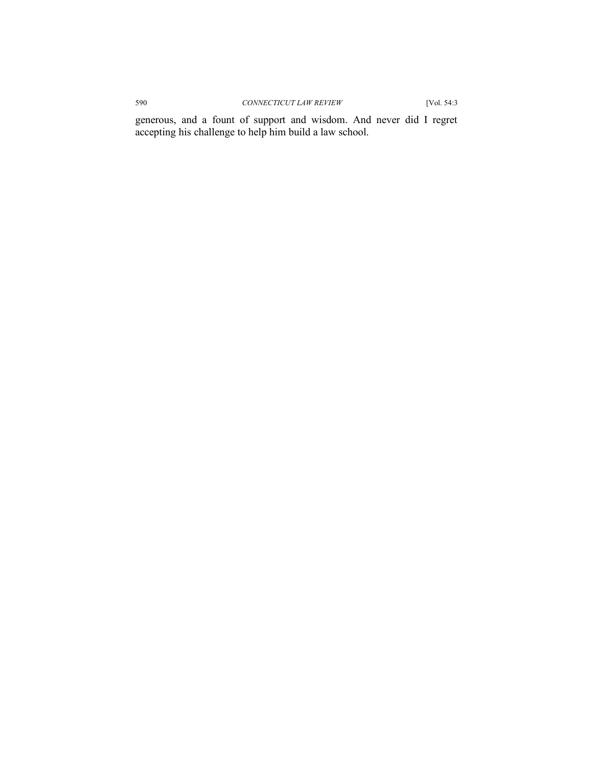generous, and a fount of support and wisdom. And never did I regret accepting his challenge to help him build a law school.